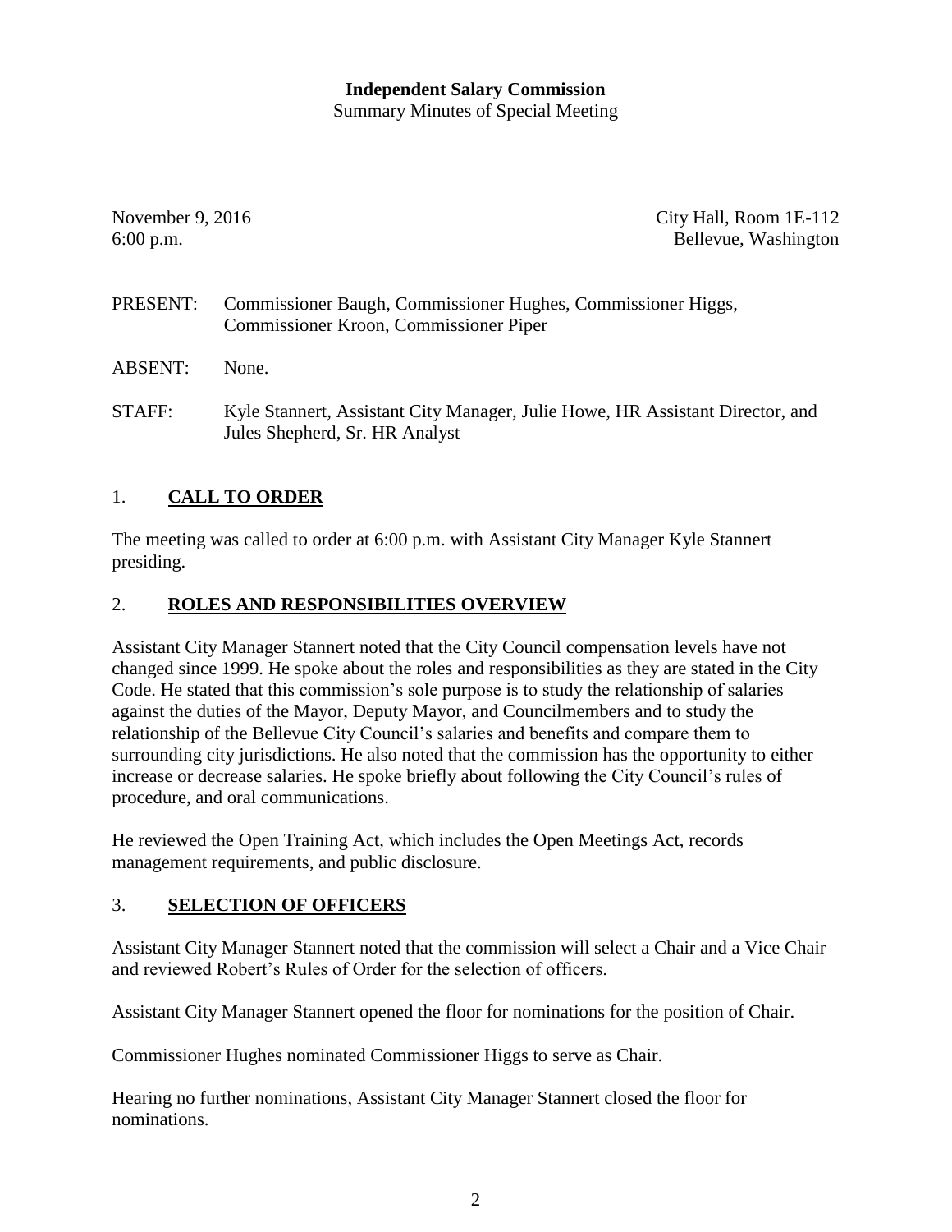# Independent Salary Commission

Summary Minutes of Special Meeting

November 9, 2016
6:00 p.m.

City Hall, Room 1E-112
Bellevue, Washington

PRESENT: Commissioner Baugh, Commissioner Hughes, Commissioner Higgs, Commissioner Kroon, Commissioner Piper

ABSENT: None.

STAFF: Kyle Stannert, Assistant City Manager, Julie Howe, HR Assistant Director, and Jules Shepherd, Sr. HR Analyst

## 1. CALL TO ORDER

The meeting was called to order at 6:00 p.m. with Assistant City Manager Kyle Stannert presiding.

## 2. ROLES AND RESPONSIBILITIES OVERVIEW

Assistant City Manager Stannert noted that the City Council compensation levels have not changed since 1999. He spoke about the roles and responsibilities as they are stated in the City Code. He stated that this commission's sole purpose is to study the relationship of salaries against the duties of the Mayor, Deputy Mayor, and Councilmembers and to study the relationship of the Bellevue City Council's salaries and benefits and compare them to surrounding city jurisdictions. He also noted that the commission has the opportunity to either increase or decrease salaries. He spoke briefly about following the City Council's rules of procedure, and oral communications.

He reviewed the Open Training Act, which includes the Open Meetings Act, records management requirements, and public disclosure.

## 3. SELECTION OF OFFICERS

Assistant City Manager Stannert noted that the commission will select a Chair and a Vice Chair and reviewed Robert's Rules of Order for the selection of officers.

Assistant City Manager Stannert opened the floor for nominations for the position of Chair.

Commissioner Hughes nominated Commissioner Higgs to serve as Chair.

Hearing no further nominations, Assistant City Manager Stannert closed the floor for nominations.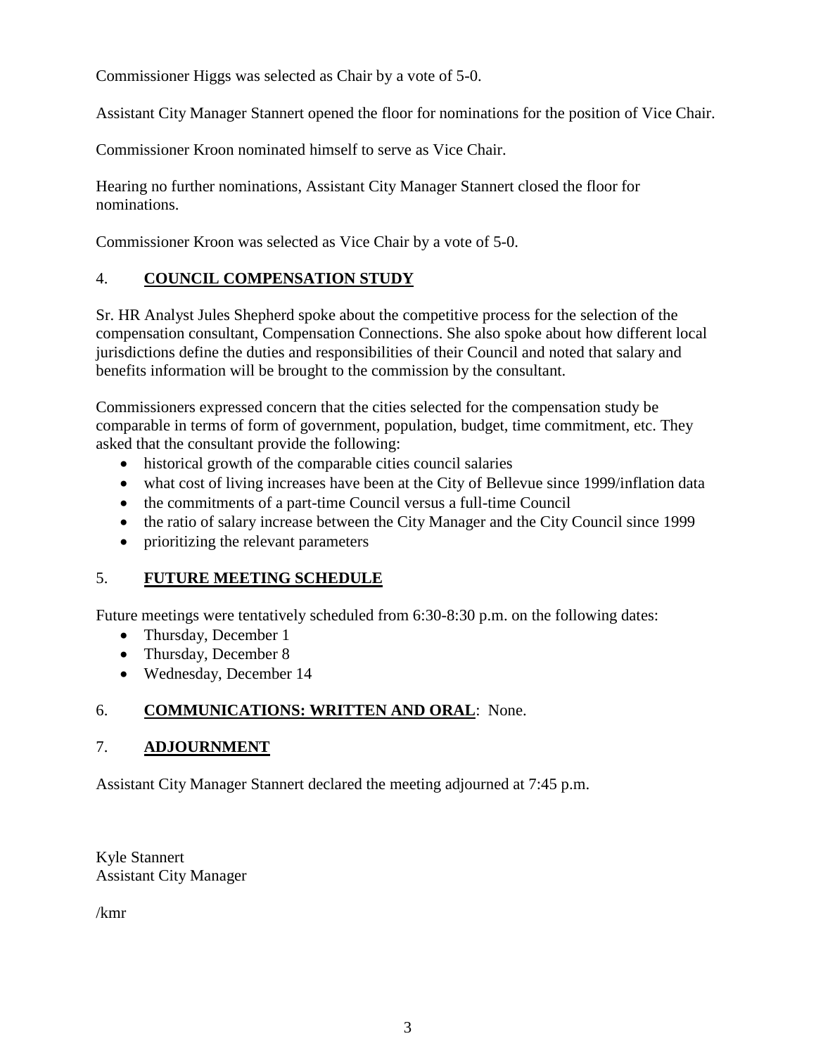Commissioner Higgs was selected as Chair by a vote of 5-0.

Assistant City Manager Stannert opened the floor for nominations for the position of Vice Chair.

Commissioner Kroon nominated himself to serve as Vice Chair.

Hearing no further nominations, Assistant City Manager Stannert closed the floor for nominations.

Commissioner Kroon was selected as Vice Chair by a vote of 5-0.

## 4. **COUNCIL COMPENSATION STUDY**

Sr. HR Analyst Jules Shepherd spoke about the competitive process for the selection of the compensation consultant, Compensation Connections. She also spoke about how different local jurisdictions define the duties and responsibilities of their Council and noted that salary and benefits information will be brought to the commission by the consultant.

Commissioners expressed concern that the cities selected for the compensation study be comparable in terms of form of government, population, budget, time commitment, etc. They asked that the consultant provide the following:

- historical growth of the comparable cities council salaries
- what cost of living increases have been at the City of Bellevue since 1999/inflation data
- the commitments of a part-time Council versus a full-time Council
- the ratio of salary increase between the City Manager and the City Council since 1999
- prioritizing the relevant parameters

## 5. **FUTURE MEETING SCHEDULE**

Future meetings were tentatively scheduled from 6:30-8:30 p.m. on the following dates:

- Thursday, December 1
- Thursday, December 8
- Wednesday, December 14

## 6. **COMMUNICATIONS: WRITTEN AND ORAL**: None.

## 7. **ADJOURNMENT**

Assistant City Manager Stannert declared the meeting adjourned at 7:45 p.m.

Kyle Stannert
Assistant City Manager

/kmr